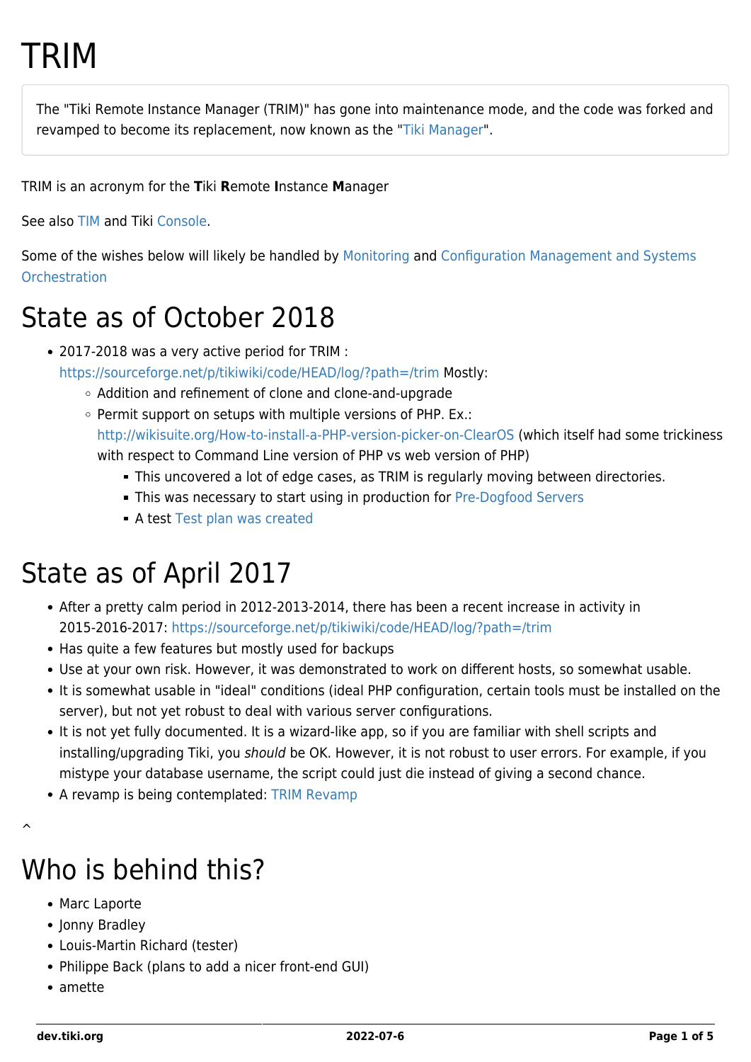# TRIM

The "Tiki Remote Instance Manager (TRIM)" has gone into maintenance mode, and the code was forked and revamped to become its replacement, now known as the "Tiki Manager".

TRIM is an acronym for the **T**iki **R**emote **I**nstance **M**anager

See also TIM and Tiki Console.

Some of the wishes below will likely be handled by Monitoring and Configuration Management and Systems Orchestration

# State as of October 2018

- 2017-2018 was a very active period for TRIM : https://sourceforge.net/p/tikiwiki/code/HEAD/log/?path=/trim Mostly:
  - Addition and refinement of clone and clone-and-upgrade
  - Permit support on setups with multiple versions of PHP. Ex.: http://wikisuite.org/How-to-install-a-PHP-version-picker-on-ClearOS (which itself had some trickiness with respect to Command Line version of PHP vs web version of PHP)
    - This uncovered a lot of edge cases, as TRIM is regularly moving between directories.
    - This was necessary to start using in production for Pre-Dogfood Servers
    - A test Test plan was created

# State as of April 2017

- After a pretty calm period in 2012-2013-2014, there has been a recent increase in activity in 2015-2016-2017: https://sourceforge.net/p/tikiwiki/code/HEAD/log/?path=/trim
- Has quite a few features but mostly used for backups
- Use at your own risk. However, it was demonstrated to work on different hosts, so somewhat usable.
- It is somewhat usable in "ideal" conditions (ideal PHP configuration, certain tools must be installed on the server), but not yet robust to deal with various server configurations.
- It is not yet fully documented. It is a wizard-like app, so if you are familiar with shell scripts and installing/upgrading Tiki, you *should* be OK. However, it is not robust to user errors. For example, if you mistype your database username, the script could just die instead of giving a second chance.
- A revamp is being contemplated: TRIM Revamp

^

# Who is behind this?

- Marc Laporte
- Jonny Bradley
- Louis-Martin Richard (tester)
- Philippe Back (plans to add a nicer front-end GUI)
- amette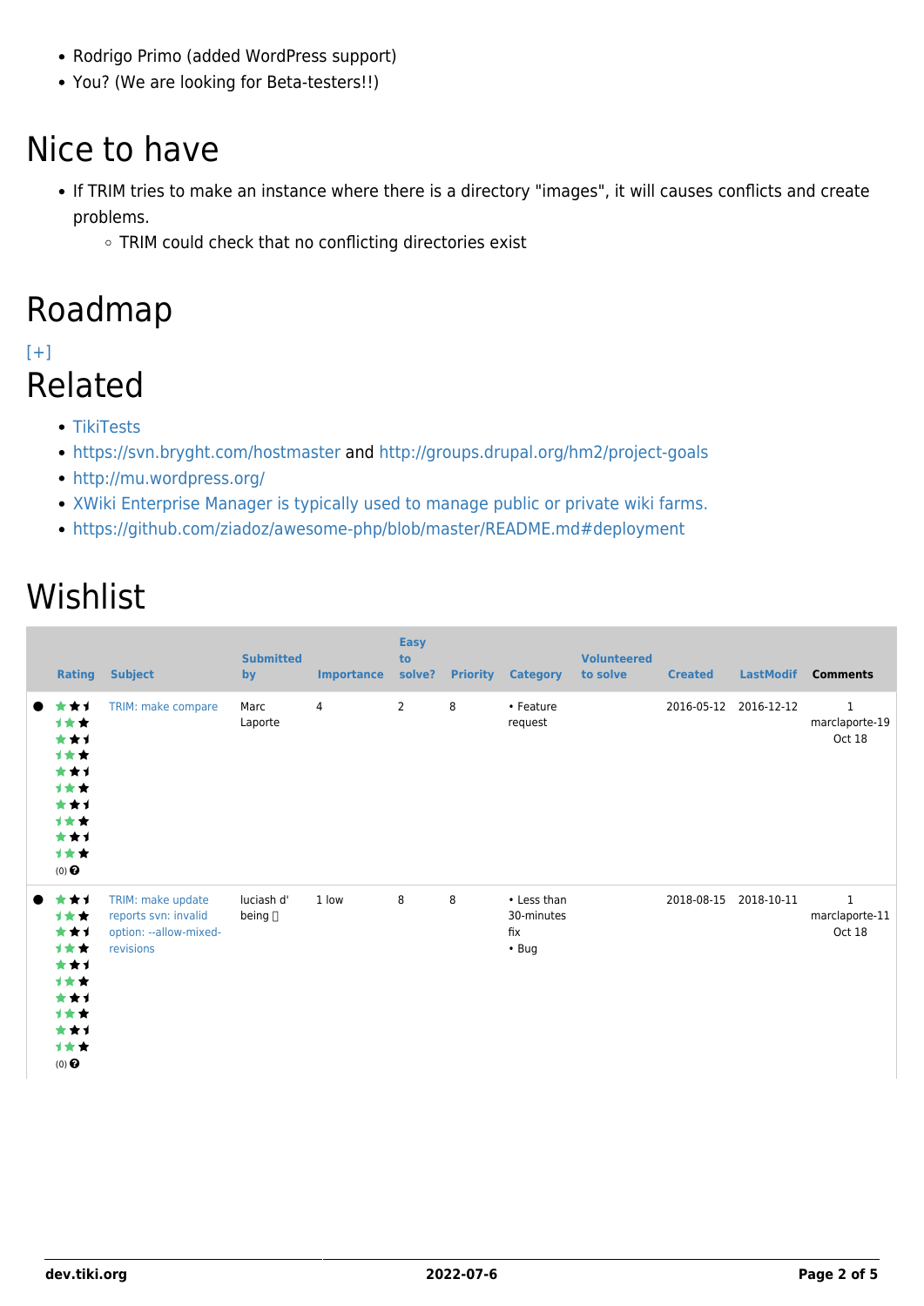- Rodrigo Primo (added WordPress support)
- You? (We are looking for Beta-testers!!)

# Nice to have

- If TRIM tries to make an instance where there is a directory "images", it will causes conflicts and create problems.
  - TRIM could check that no conflicting directories exist

# Roadmap

[+]

# Related

- TikiTests
- https://svn.bryght.com/hostmaster and http://groups.drupal.org/hm2/project-goals
- http://mu.wordpress.org/
- XWiki Enterprise Manager is typically used to manage public or private wiki farms.
- https://github.com/ziadoz/awesome-php/blob/master/README.md#deployment

# Wishlist

| | Rating | Subject | Submitted by | Importance | Easy to solve? | Priority | Category | Volunteered to solve | Created | LastModif | Comments |
|---|---|---|---|---|---|---|---|---|---|---|---|
| ● | (0) | TRIM: make compare | Marc Laporte | 4 | 2 | 8 | • Feature request | | 2016-05-12 | 2016-12-12 | 1 marclaporte-19 Oct 18 |
| ● | (0) | TRIM: make update reports svn: invalid option: --allow-mixed-revisions | luciash d' being | 1 low | 8 | 8 | • Less than 30-minutes fix • Bug | | 2018-08-15 | 2018-10-11 | 1 marclaporte-11 Oct 18 |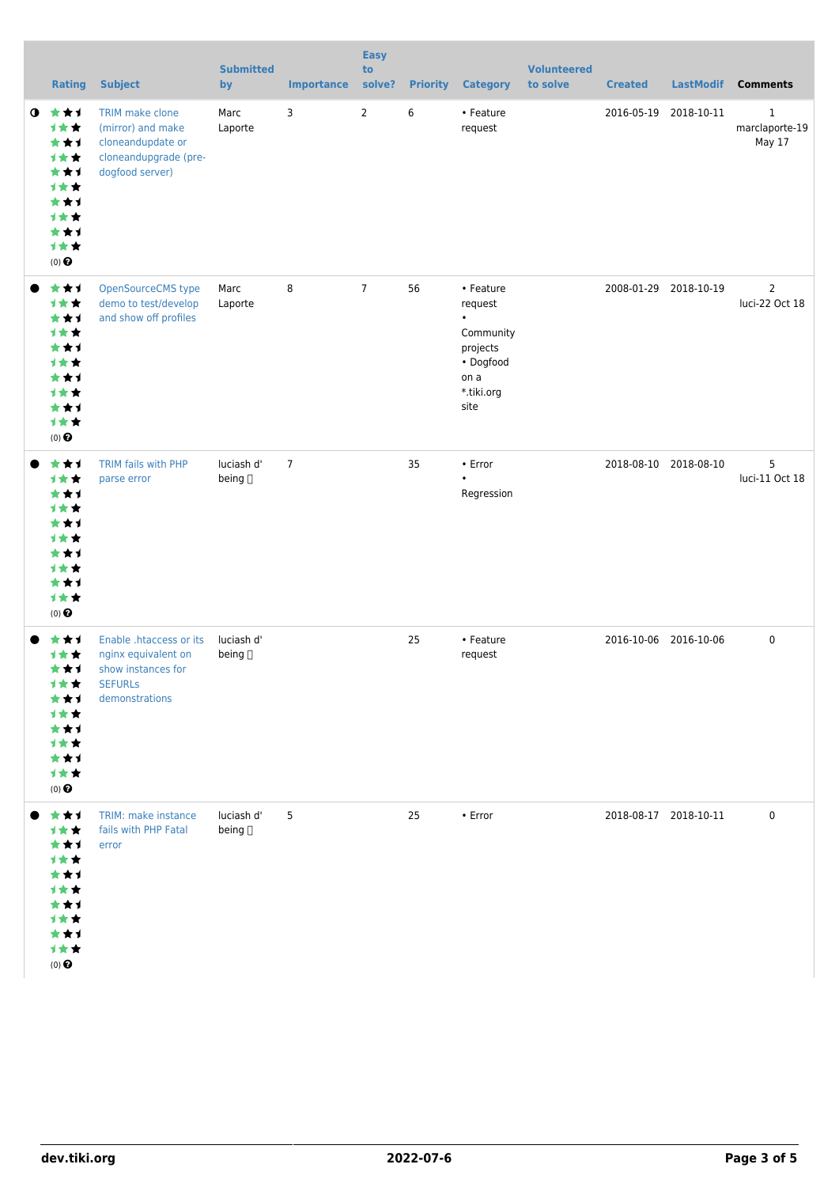| | Rating | Subject | Submitted by | Importance | Easy to solve? | Priority | Category | Volunteered to solve | Created | LastModif | Comments |
|---|---|---|---|---|---|---|---|---|---|---|---|
| ◑ | (0) | TRIM make clone (mirror) and make cloneandupdate or cloneandupgrade (pre-dogfood server) | Marc Laporte | 3 | 2 | 6 | • Feature request | | 2016-05-19 | 2018-10-11 | 1 marclaporte-19 May 17 |
| ● | (0) | OpenSourceCMS type demo to test/develop and show off profiles | Marc Laporte | 8 | 7 | 56 | • Feature request • Community projects • Dogfood on a *.tiki.org site | | 2008-01-29 | 2018-10-19 | 2 luci-22 Oct 18 |
| ● | (0) | TRIM fails with PHP parse error | luciash d' being | 7 | | 35 | • Error • Regression | | 2018-08-10 | 2018-08-10 | 5 luci-11 Oct 18 |
| ● | (0) | Enable .htaccess or its nginx equivalent on show instances for SEFURLs demonstrations | luciash d' being | | | 25 | • Feature request | | 2016-10-06 | 2016-10-06 | 0 |
| ● | (0) | TRIM: make instance fails with PHP Fatal error | luciash d' being | 5 | | 25 | • Error | | 2018-08-17 | 2018-10-11 | 0 |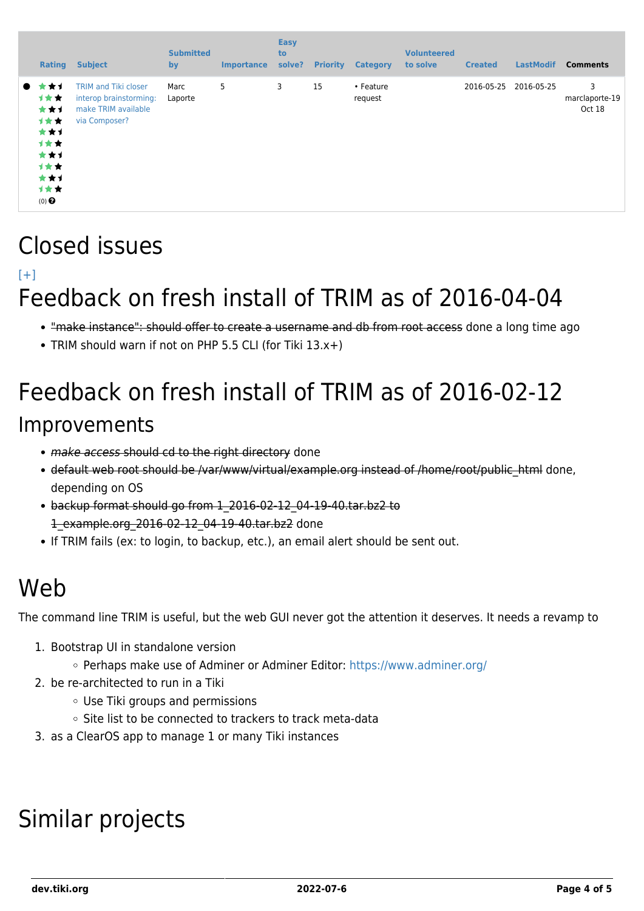| | Rating | Subject | Submitted by | Importance | Easy to solve? | Priority | Category | Volunteered to solve | Created | LastModif | Comments |
|---|---|---|---|---|---|---|---|---|---|---|---|
| ● | (0) | TRIM and Tiki closer interop brainstorming: make TRIM available via Composer? | Marc Laporte | 5 | 3 | 15 | • Feature request | | 2016-05-25 | 2016-05-25 | 3 marclaporte-19 Oct 18 |

# Closed issues

[+]

# Feedback on fresh install of TRIM as of 2016-04-04

- ~~"make instance": should offer to create a username and db from root access~~ done a long time ago
- TRIM should warn if not on PHP 5.5 CLI (for Tiki 13.x+)

# Feedback on fresh install of TRIM as of 2016-02-12

## Improvements

- ~~*make access* should cd to the right directory~~ done
- ~~default web root should be /var/www/virtual/example.org instead of /home/root/public_html~~ done, depending on OS
- ~~backup format should go from 1_2016-02-12_04-19-40.tar.bz2 to 1_example.org_2016-02-12_04-19-40.tar.bz2~~ done
- If TRIM fails (ex: to login, to backup, etc.), an email alert should be sent out.

# Web

The command line TRIM is useful, but the web GUI never got the attention it deserves. It needs a revamp to

1. Bootstrap UI in standalone version
   - Perhaps make use of Adminer or Adminer Editor: https://www.adminer.org/
2. be re-architected to run in a Tiki
   - Use Tiki groups and permissions
   - Site list to be connected to trackers to track meta-data
3. as a ClearOS app to manage 1 or many Tiki instances

# Similar projects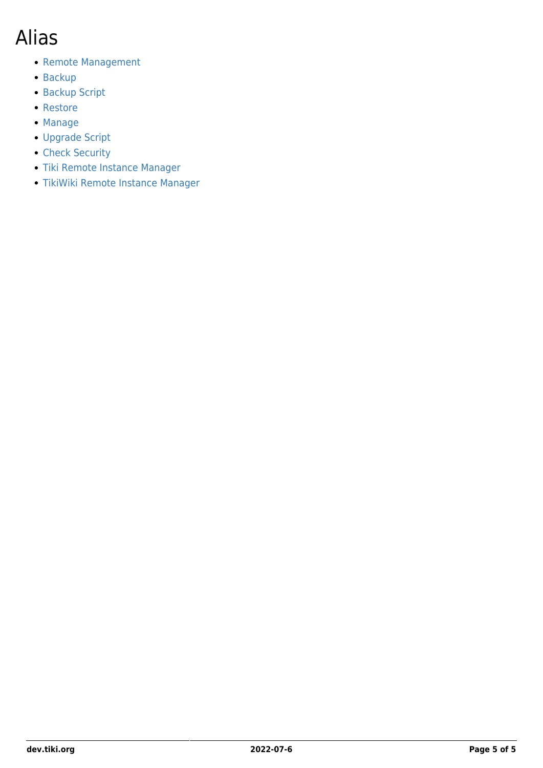# Alias

- Remote Management
- Backup
- Backup Script
- Restore
- Manage
- Upgrade Script
- Check Security
- Tiki Remote Instance Manager
- TikiWiki Remote Instance Manager